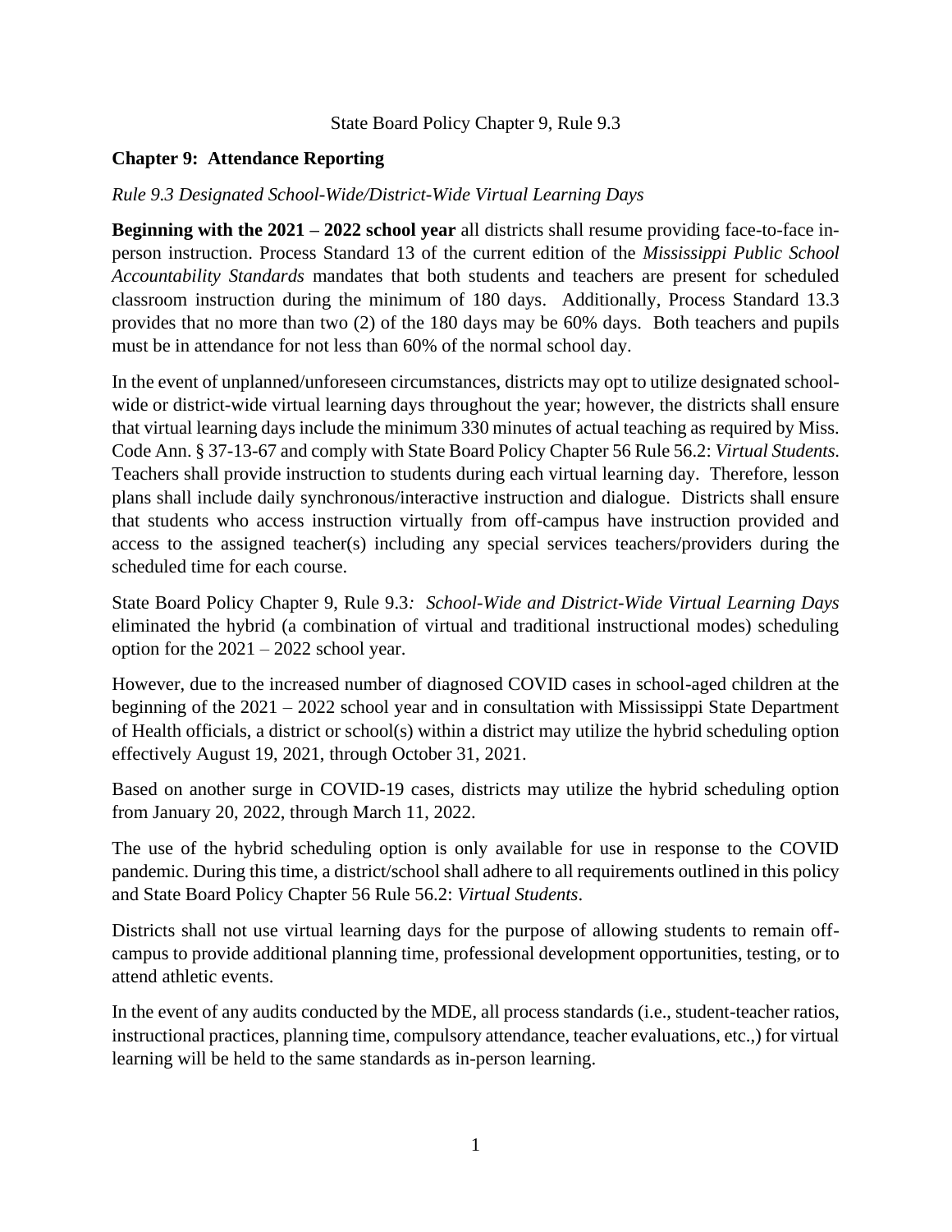State Board Policy Chapter 9, Rule 9.3

## Chapter 9: Attendance Reporting

### *Rule 9.3 Designated School-Wide/District-Wide Virtual Learning Days*

**Beginning with the 2021 – 2022 school year** all districts shall resume providing face-to-face in-person instruction. Process Standard 13 of the current edition of the *Mississippi Public School Accountability Standards* mandates that both students and teachers are present for scheduled classroom instruction during the minimum of 180 days. Additionally, Process Standard 13.3 provides that no more than two (2) of the 180 days may be 60% days. Both teachers and pupils must be in attendance for not less than 60% of the normal school day.

In the event of unplanned/unforeseen circumstances, districts may opt to utilize designated school-wide or district-wide virtual learning days throughout the year; however, the districts shall ensure that virtual learning days include the minimum 330 minutes of actual teaching as required by Miss. Code Ann. § 37-13-67 and comply with State Board Policy Chapter 56 Rule 56.2: *Virtual Students*. Teachers shall provide instruction to students during each virtual learning day. Therefore, lesson plans shall include daily synchronous/interactive instruction and dialogue. Districts shall ensure that students who access instruction virtually from off-campus have instruction provided and access to the assigned teacher(s) including any special services teachers/providers during the scheduled time for each course.

State Board Policy Chapter 9, Rule 9.3*: School-Wide and District-Wide Virtual Learning Days* eliminated the hybrid (a combination of virtual and traditional instructional modes) scheduling option for the 2021 – 2022 school year.

However, due to the increased number of diagnosed COVID cases in school-aged children at the beginning of the 2021 – 2022 school year and in consultation with Mississippi State Department of Health officials, a district or school(s) within a district may utilize the hybrid scheduling option effectively August 19, 2021, through October 31, 2021.

Based on another surge in COVID-19 cases, districts may utilize the hybrid scheduling option from January 20, 2022, through March 11, 2022.

The use of the hybrid scheduling option is only available for use in response to the COVID pandemic. During this time, a district/school shall adhere to all requirements outlined in this policy and State Board Policy Chapter 56 Rule 56.2: *Virtual Students*.

Districts shall not use virtual learning days for the purpose of allowing students to remain off-campus to provide additional planning time, professional development opportunities, testing, or to attend athletic events.

In the event of any audits conducted by the MDE, all process standards (i.e., student-teacher ratios, instructional practices, planning time, compulsory attendance, teacher evaluations, etc.,) for virtual learning will be held to the same standards as in-person learning.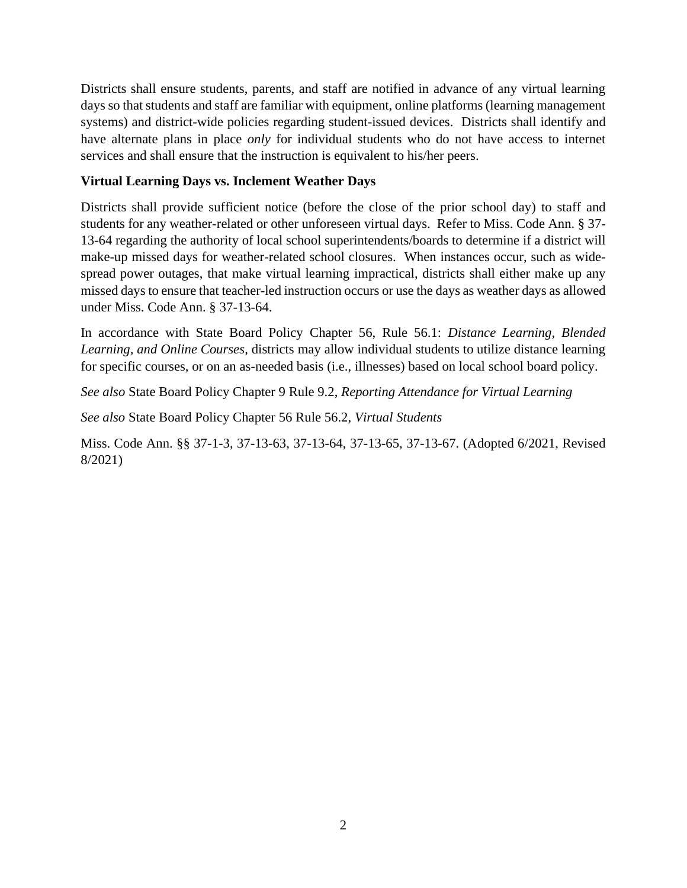Districts shall ensure students, parents, and staff are notified in advance of any virtual learning days so that students and staff are familiar with equipment, online platforms (learning management systems) and district-wide policies regarding student-issued devices. Districts shall identify and have alternate plans in place *only* for individual students who do not have access to internet services and shall ensure that the instruction is equivalent to his/her peers.

**Virtual Learning Days vs. Inclement Weather Days**

Districts shall provide sufficient notice (before the close of the prior school day) to staff and students for any weather-related or other unforeseen virtual days. Refer to Miss. Code Ann. § 37-13-64 regarding the authority of local school superintendents/boards to determine if a district will make-up missed days for weather-related school closures. When instances occur, such as wide-spread power outages, that make virtual learning impractical, districts shall either make up any missed days to ensure that teacher-led instruction occurs or use the days as weather days as allowed under Miss. Code Ann. § 37-13-64.

In accordance with State Board Policy Chapter 56, Rule 56.1: *Distance Learning, Blended Learning, and Online Courses*, districts may allow individual students to utilize distance learning for specific courses, or on an as-needed basis (i.e., illnesses) based on local school board policy.

*See also* State Board Policy Chapter 9 Rule 9.2, *Reporting Attendance for Virtual Learning*

*See also* State Board Policy Chapter 56 Rule 56.2, *Virtual Students*

Miss. Code Ann. §§ 37-1-3, 37-13-63, 37-13-64, 37-13-65, 37-13-67. (Adopted 6/2021, Revised 8/2021)